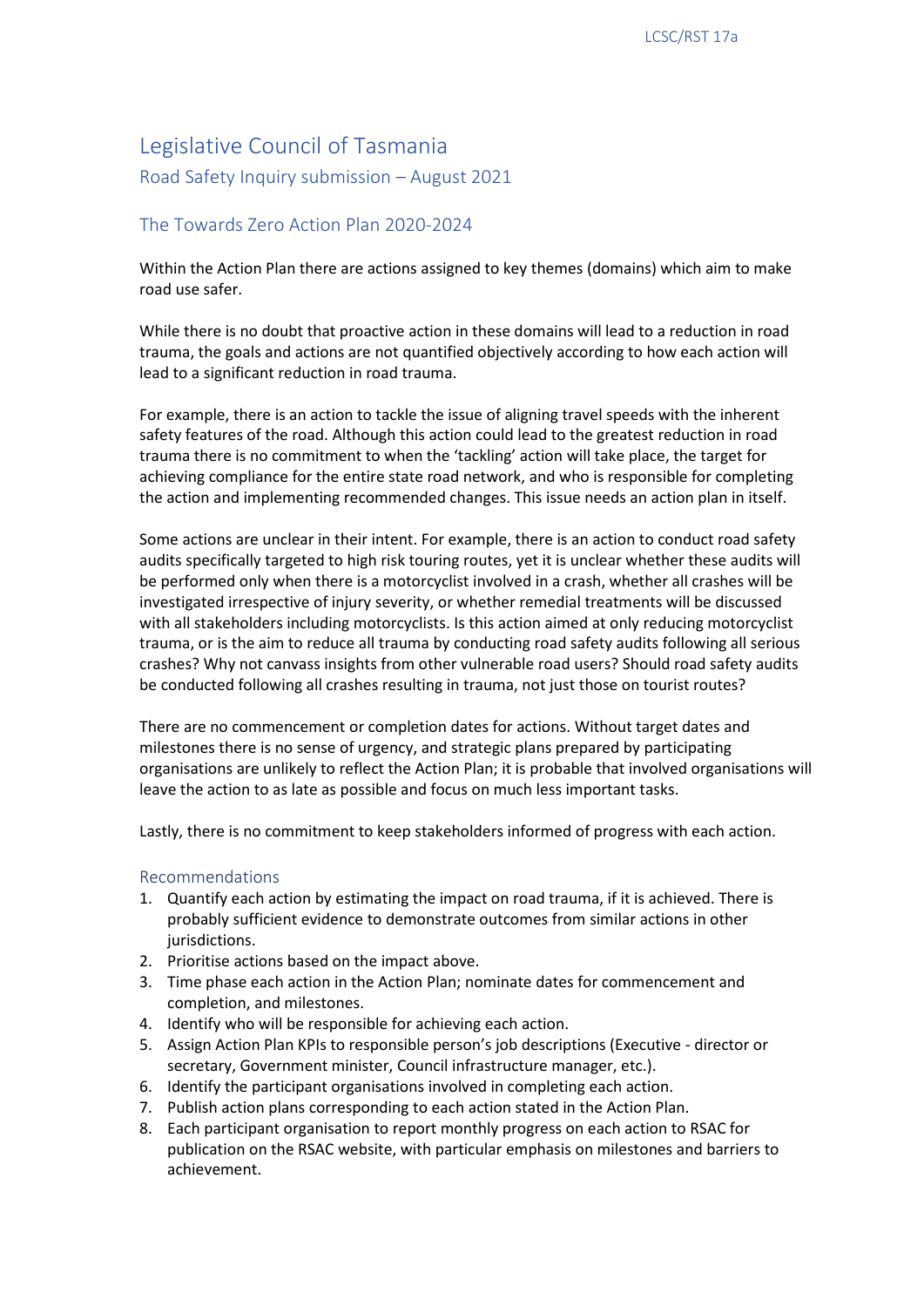# Legislative Council of Tasmania

## Road Safety Inquiry submission – August 2021

## The Towards Zero Action Plan 2020-2024

Within the Action Plan there are actions assigned to key themes (domains) which aim to make road use safer.

While there is no doubt that proactive action in these domains will lead to a reduction in road trauma, the goals and actions are not quantified objectively according to how each action will lead to a significant reduction in road trauma.

For example, there is an action to tackle the issue of aligning travel speeds with the inherent safety features of the road. Although this action could lead to the greatest reduction in road trauma there is no commitment to when the 'tackling' action will take place, the target for achieving compliance for the entire state road network, and who is responsible for completing the action and implementing recommended changes. This issue needs an action plan in itself.

Some actions are unclear in their intent. For example, there is an action to conduct road safety audits specifically targeted to high risk touring routes, yet it is unclear whether these audits will be performed only when there is a motorcyclist involved in a crash, whether all crashes will be investigated irrespective of injury severity, or whether remedial treatments will be discussed with all stakeholders including motorcyclists. Is this action aimed at only reducing motorcyclist trauma, or is the aim to reduce all trauma by conducting road safety audits following all serious crashes? Why not canvass insights from other vulnerable road users? Should road safety audits be conducted following all crashes resulting in trauma, not just those on tourist routes?

There are no commencement or completion dates for actions. Without target dates and milestones there is no sense of urgency, and strategic plans prepared by participating organisations are unlikely to reflect the Action Plan; it is probable that involved organisations will leave the action to as late as possible and focus on much less important tasks.

Lastly, there is no commitment to keep stakeholders informed of progress with each action.

### Recommendations

1. Quantify each action by estimating the impact on road trauma, if it is achieved. There is probably sufficient evidence to demonstrate outcomes from similar actions in other jurisdictions.
2. Prioritise actions based on the impact above.
3. Time phase each action in the Action Plan; nominate dates for commencement and completion, and milestones.
4. Identify who will be responsible for achieving each action.
5. Assign Action Plan KPIs to responsible person's job descriptions (Executive - director or secretary, Government minister, Council infrastructure manager, etc.).
6. Identify the participant organisations involved in completing each action.
7. Publish action plans corresponding to each action stated in the Action Plan.
8. Each participant organisation to report monthly progress on each action to RSAC for publication on the RSAC website, with particular emphasis on milestones and barriers to achievement.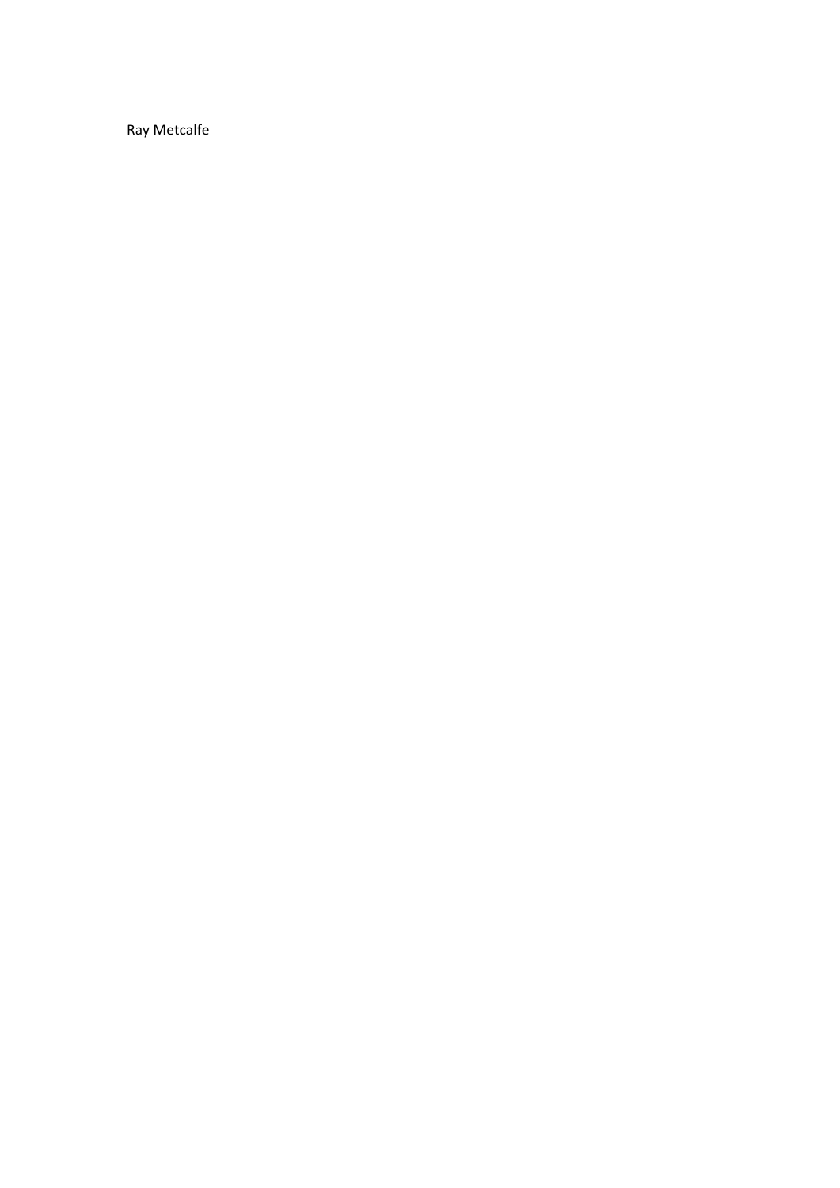Ray Metcalfe